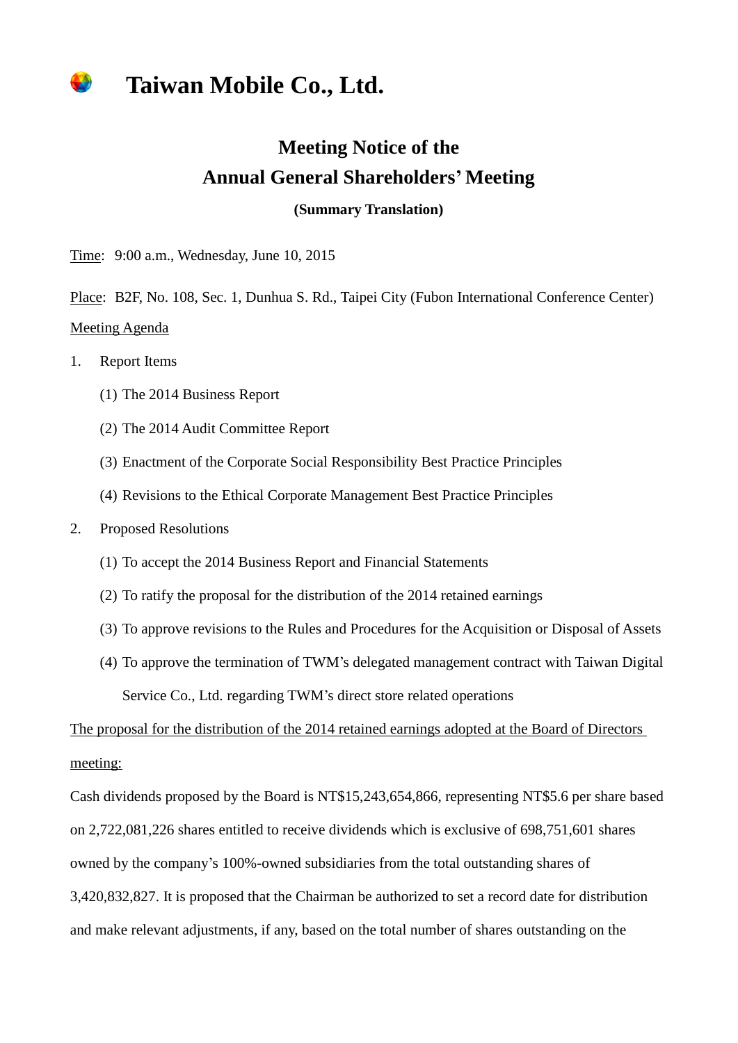# Taiwan Mobile Co., Ltd.

## Meeting Notice of the Annual General Shareholders' Meeting

**(Summary Translation)**

Time: 9:00 a.m., Wednesday, June 10, 2015

Place: B2F, No. 108, Sec. 1, Dunhua S. Rd., Taipei City (Fubon International Conference Center)

Meeting Agenda

1. Report Items
   - (1) The 2014 Business Report
   - (2) The 2014 Audit Committee Report
   - (3) Enactment of the Corporate Social Responsibility Best Practice Principles
   - (4) Revisions to the Ethical Corporate Management Best Practice Principles
2. Proposed Resolutions
   - (1) To accept the 2014 Business Report and Financial Statements
   - (2) To ratify the proposal for the distribution of the 2014 retained earnings
   - (3) To approve revisions to the Rules and Procedures for the Acquisition or Disposal of Assets
   - (4) To approve the termination of TWM's delegated management contract with Taiwan Digital Service Co., Ltd. regarding TWM's direct store related operations

The proposal for the distribution of the 2014 retained earnings adopted at the Board of Directors meeting:

Cash dividends proposed by the Board is NT$15,243,654,866, representing NT$5.6 per share based on 2,722,081,226 shares entitled to receive dividends which is exclusive of 698,751,601 shares owned by the company's 100%-owned subsidiaries from the total outstanding shares of 3,420,832,827. It is proposed that the Chairman be authorized to set a record date for distribution and make relevant adjustments, if any, based on the total number of shares outstanding on the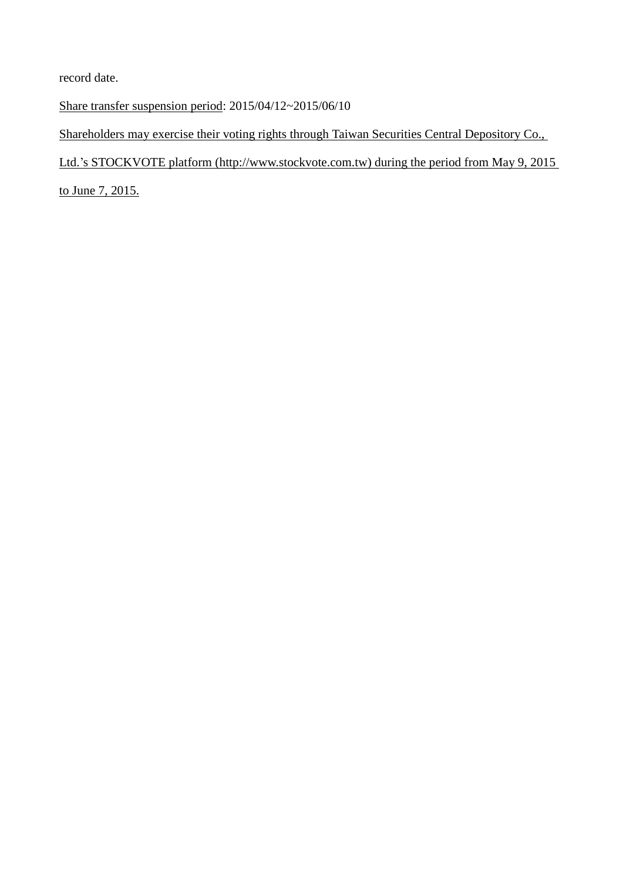record date.

<u>Share transfer suspension period</u>: 2015/04/12~2015/06/10

<u>Shareholders may exercise their voting rights through Taiwan Securities Central Depository Co., Ltd.'s STOCKVOTE platform (http://www.stockvote.com.tw) during the period from May 9, 2015 to June 7, 2015.</u>